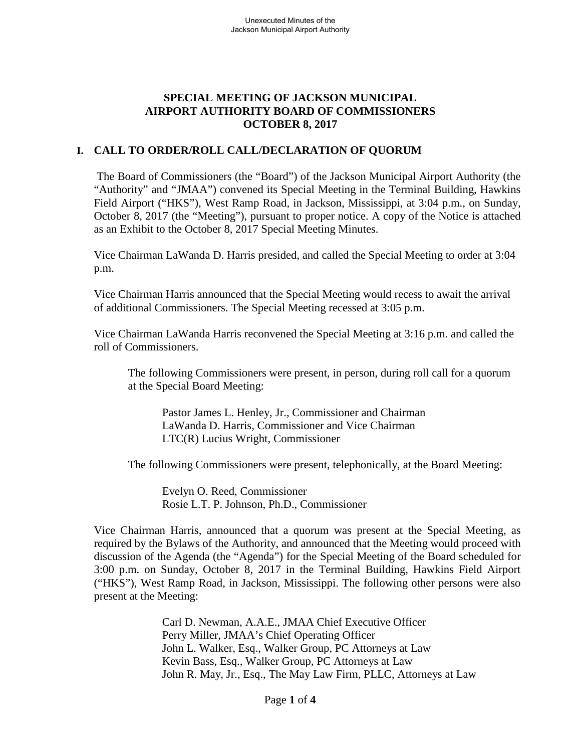# SPECIAL MEETING OF JACKSON MUNICIPAL AIRPORT AUTHORITY BOARD OF COMMISSIONERS OCTOBER 8, 2017

## I. CALL TO ORDER/ROLL CALL/DECLARATION OF QUORUM

The Board of Commissioners (the "Board") of the Jackson Municipal Airport Authority (the "Authority" and "JMAA") convened its Special Meeting in the Terminal Building, Hawkins Field Airport ("HKS"), West Ramp Road, in Jackson, Mississippi, at 3:04 p.m., on Sunday, October 8, 2017 (the "Meeting"), pursuant to proper notice. A copy of the Notice is attached as an Exhibit to the October 8, 2017 Special Meeting Minutes.

Vice Chairman LaWanda D. Harris presided, and called the Special Meeting to order at 3:04 p.m.

Vice Chairman Harris announced that the Special Meeting would recess to await the arrival of additional Commissioners. The Special Meeting recessed at 3:05 p.m.

Vice Chairman LaWanda Harris reconvened the Special Meeting at 3:16 p.m. and called the roll of Commissioners.

The following Commissioners were present, in person, during roll call for a quorum at the Special Board Meeting:

Pastor James L. Henley, Jr., Commissioner and Chairman
LaWanda D. Harris, Commissioner and Vice Chairman
LTC(R) Lucius Wright, Commissioner

The following Commissioners were present, telephonically, at the Board Meeting:

Evelyn O. Reed, Commissioner
Rosie L.T. P. Johnson, Ph.D., Commissioner

Vice Chairman Harris, announced that a quorum was present at the Special Meeting, as required by the Bylaws of the Authority, and announced that the Meeting would proceed with discussion of the Agenda (the "Agenda") for the Special Meeting of the Board scheduled for 3:00 p.m. on Sunday, October 8, 2017 in the Terminal Building, Hawkins Field Airport ("HKS"), West Ramp Road, in Jackson, Mississippi. The following other persons were also present at the Meeting:

Carl D. Newman, A.A.E., JMAA Chief Executive Officer
Perry Miller, JMAA's Chief Operating Officer
John L. Walker, Esq., Walker Group, PC Attorneys at Law
Kevin Bass, Esq., Walker Group, PC Attorneys at Law
John R. May, Jr., Esq., The May Law Firm, PLLC, Attorneys at Law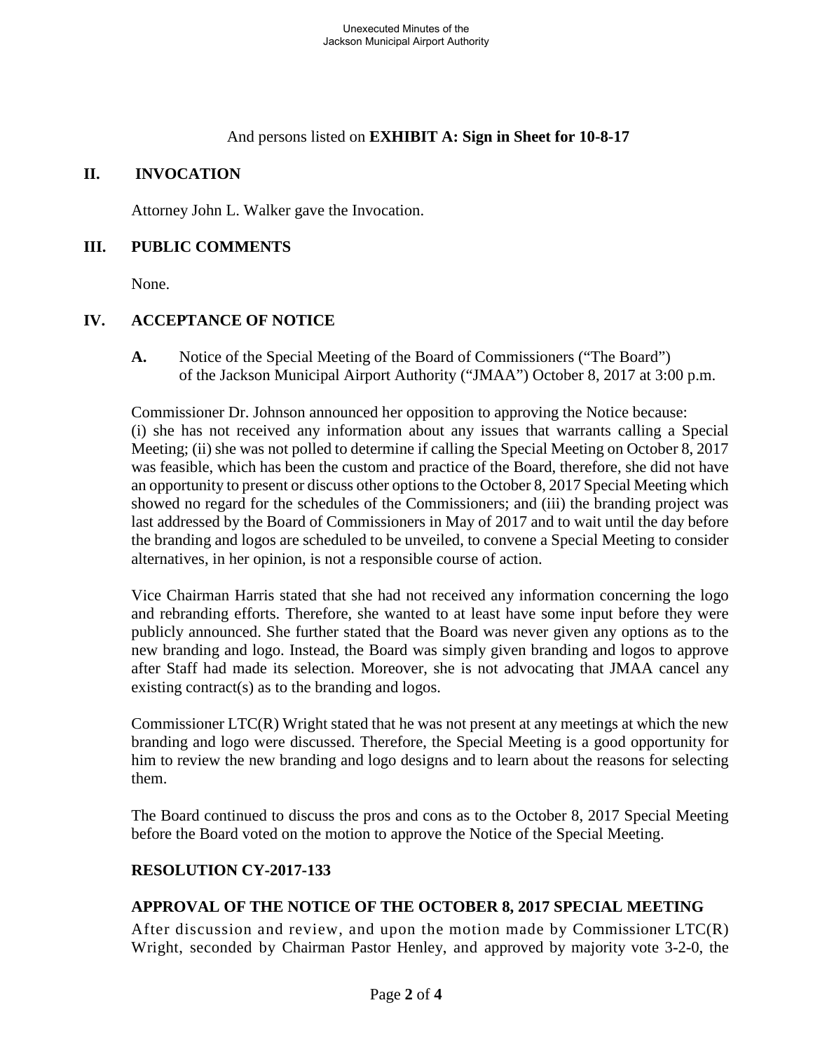And persons listed on **EXHIBIT A: Sign in Sheet for 10-8-17**

## II. INVOCATION

Attorney John L. Walker gave the Invocation.

## III. PUBLIC COMMENTS

None.

## IV. ACCEPTANCE OF NOTICE

**A.** Notice of the Special Meeting of the Board of Commissioners ("The Board") of the Jackson Municipal Airport Authority ("JMAA") October 8, 2017 at 3:00 p.m.

Commissioner Dr. Johnson announced her opposition to approving the Notice because: (i) she has not received any information about any issues that warrants calling a Special Meeting; (ii) she was not polled to determine if calling the Special Meeting on October 8, 2017 was feasible, which has been the custom and practice of the Board, therefore, she did not have an opportunity to present or discuss other options to the October 8, 2017 Special Meeting which showed no regard for the schedules of the Commissioners; and (iii) the branding project was last addressed by the Board of Commissioners in May of 2017 and to wait until the day before the branding and logos are scheduled to be unveiled, to convene a Special Meeting to consider alternatives, in her opinion, is not a responsible course of action.

Vice Chairman Harris stated that she had not received any information concerning the logo and rebranding efforts. Therefore, she wanted to at least have some input before they were publicly announced. She further stated that the Board was never given any options as to the new branding and logo. Instead, the Board was simply given branding and logos to approve after Staff had made its selection. Moreover, she is not advocating that JMAA cancel any existing contract(s) as to the branding and logos.

Commissioner LTC(R) Wright stated that he was not present at any meetings at which the new branding and logo were discussed. Therefore, the Special Meeting is a good opportunity for him to review the new branding and logo designs and to learn about the reasons for selecting them.

The Board continued to discuss the pros and cons as to the October 8, 2017 Special Meeting before the Board voted on the motion to approve the Notice of the Special Meeting.

**RESOLUTION CY-2017-133**

**APPROVAL OF THE NOTICE OF THE OCTOBER 8, 2017 SPECIAL MEETING**

After discussion and review, and upon the motion made by Commissioner LTC(R) Wright, seconded by Chairman Pastor Henley, and approved by majority vote 3-2-0, the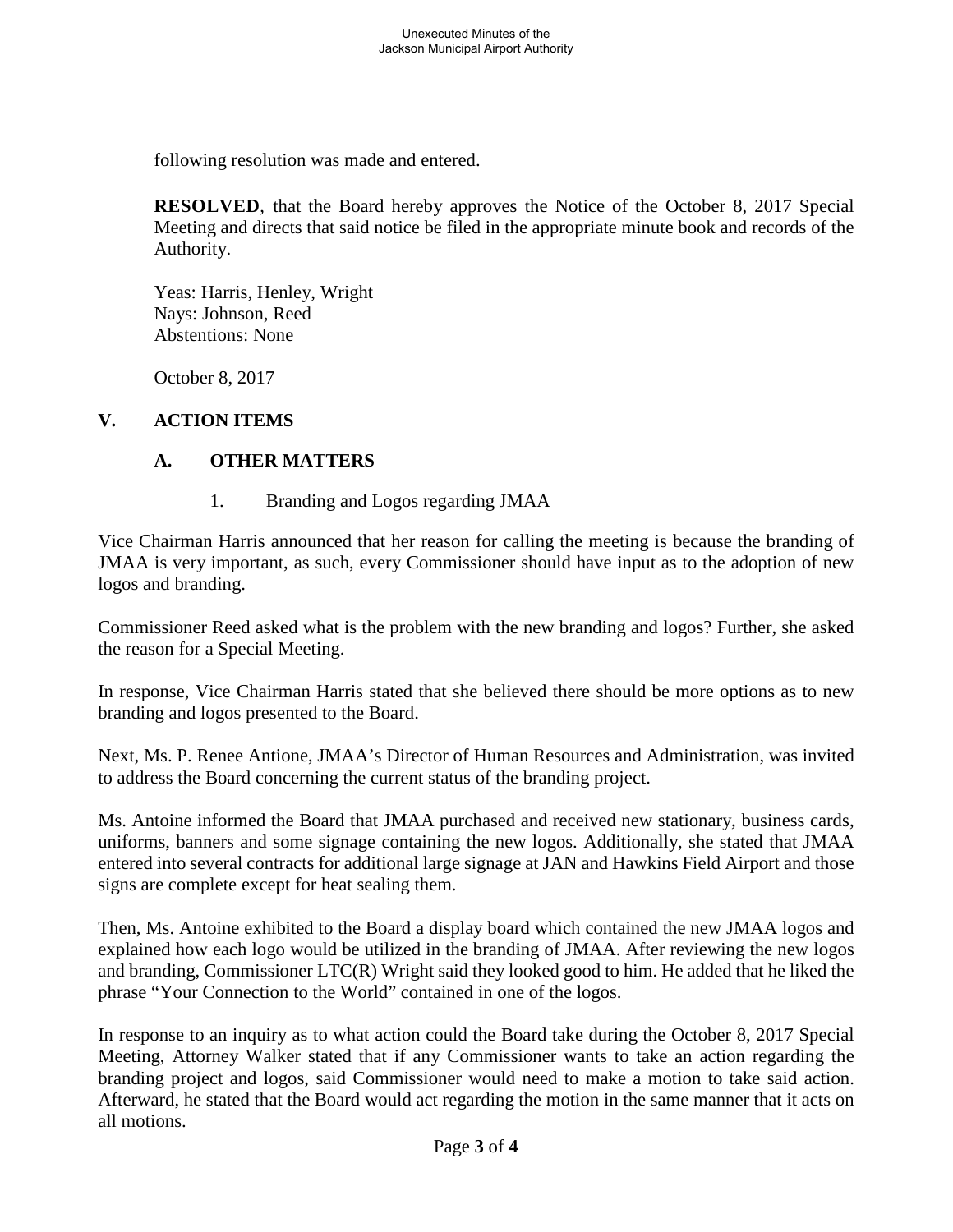following resolution was made and entered.

**RESOLVED**, that the Board hereby approves the Notice of the October 8, 2017 Special Meeting and directs that said notice be filed in the appropriate minute book and records of the Authority.

Yeas: Harris, Henley, Wright
Nays: Johnson, Reed
Abstentions: None

October 8, 2017

## V. ACTION ITEMS

### A. OTHER MATTERS

1. Branding and Logos regarding JMAA

Vice Chairman Harris announced that her reason for calling the meeting is because the branding of JMAA is very important, as such, every Commissioner should have input as to the adoption of new logos and branding.

Commissioner Reed asked what is the problem with the new branding and logos? Further, she asked the reason for a Special Meeting.

In response, Vice Chairman Harris stated that she believed there should be more options as to new branding and logos presented to the Board.

Next, Ms. P. Renee Antione, JMAA's Director of Human Resources and Administration, was invited to address the Board concerning the current status of the branding project.

Ms. Antoine informed the Board that JMAA purchased and received new stationary, business cards, uniforms, banners and some signage containing the new logos. Additionally, she stated that JMAA entered into several contracts for additional large signage at JAN and Hawkins Field Airport and those signs are complete except for heat sealing them.

Then, Ms. Antoine exhibited to the Board a display board which contained the new JMAA logos and explained how each logo would be utilized in the branding of JMAA. After reviewing the new logos and branding, Commissioner LTC(R) Wright said they looked good to him. He added that he liked the phrase "Your Connection to the World" contained in one of the logos.

In response to an inquiry as to what action could the Board take during the October 8, 2017 Special Meeting, Attorney Walker stated that if any Commissioner wants to take an action regarding the branding project and logos, said Commissioner would need to make a motion to take said action. Afterward, he stated that the Board would act regarding the motion in the same manner that it acts on all motions.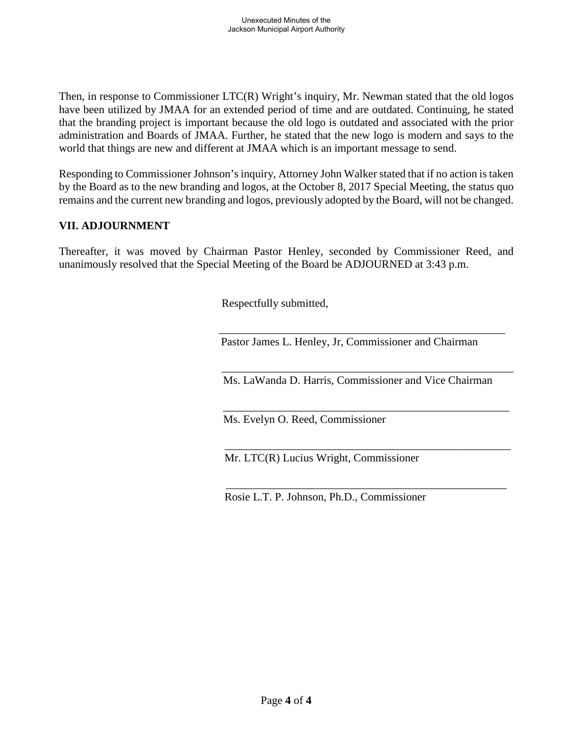Then, in response to Commissioner LTC(R) Wright's inquiry, Mr. Newman stated that the old logos have been utilized by JMAA for an extended period of time and are outdated. Continuing, he stated that the branding project is important because the old logo is outdated and associated with the prior administration and Boards of JMAA. Further, he stated that the new logo is modern and says to the world that things are new and different at JMAA which is an important message to send.

Responding to Commissioner Johnson's inquiry, Attorney John Walker stated that if no action is taken by the Board as to the new branding and logos, at the October 8, 2017 Special Meeting, the status quo remains and the current new branding and logos, previously adopted by the Board, will not be changed.

## VII. ADJOURNMENT

Thereafter, it was moved by Chairman Pastor Henley, seconded by Commissioner Reed, and unanimously resolved that the Special Meeting of the Board be ADJOURNED at 3:43 p.m.

Respectfully submitted,

\_\_\_\_\_\_\_\_\_\_\_\_\_\_\_\_\_\_\_\_\_\_\_\_\_\_\_\_\_\_\_\_\_\_\_\_\_\_\_\_\_\_\_\_\_\_\_\_\_\_

Pastor James L. Henley, Jr, Commissioner and Chairman

\_\_\_\_\_\_\_\_\_\_\_\_\_\_\_\_\_\_\_\_\_\_\_\_\_\_\_\_\_\_\_\_\_\_\_\_\_\_\_\_\_\_\_\_\_\_\_\_\_\_

Ms. LaWanda D. Harris, Commissioner and Vice Chairman

\_\_\_\_\_\_\_\_\_\_\_\_\_\_\_\_\_\_\_\_\_\_\_\_\_\_\_\_\_\_\_\_\_\_\_\_\_\_\_\_\_\_\_\_\_\_\_\_\_\_

Ms. Evelyn O. Reed, Commissioner

\_\_\_\_\_\_\_\_\_\_\_\_\_\_\_\_\_\_\_\_\_\_\_\_\_\_\_\_\_\_\_\_\_\_\_\_\_\_\_\_\_\_\_\_\_\_\_\_\_\_

Mr. LTC(R) Lucius Wright, Commissioner

\_\_\_\_\_\_\_\_\_\_\_\_\_\_\_\_\_\_\_\_\_\_\_\_\_\_\_\_\_\_\_\_\_\_\_\_\_\_\_\_\_\_\_\_\_\_\_\_\_\_

Rosie L.T. P. Johnson, Ph.D., Commissioner